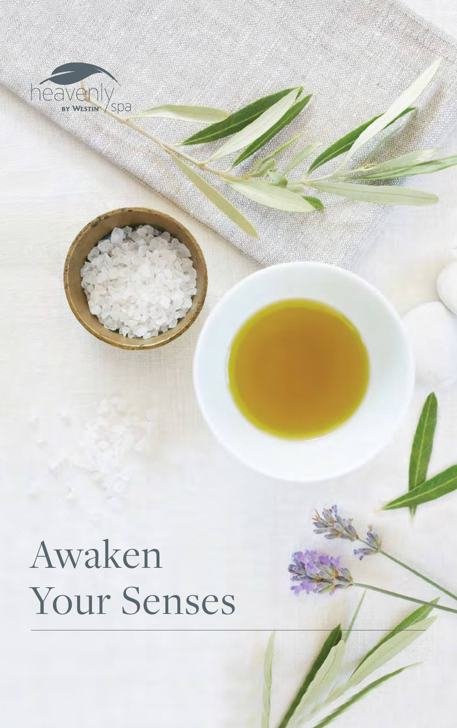heavenly BY WESTIN™ spa

# Awaken Your Senses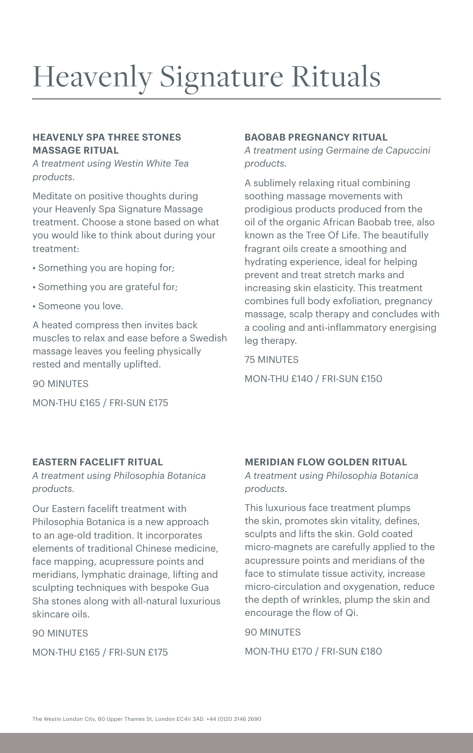# Heavenly Signature Rituals

## HEAVENLY SPA THREE STONES MASSAGE RITUAL

*A treatment using Westin White Tea products.*

Meditate on positive thoughts during your Heavenly Spa Signature Massage treatment. Choose a stone based on what you would like to think about during your treatment:

- Something you are hoping for;
- Something you are grateful for;
- Someone you love.

A heated compress then invites back muscles to relax and ease before a Swedish massage leaves you feeling physically rested and mentally uplifted.

90 MINUTES

MON-THU £165 / FRI-SUN £175

## BAOBAB PREGNANCY RITUAL

*A treatment using Germaine de Capuccini products.*

A sublimely relaxing ritual combining soothing massage movements with prodigious products produced from the oil of the organic African Baobab tree, also known as the Tree Of Life. The beautifully fragrant oils create a smoothing and hydrating experience, ideal for helping prevent and treat stretch marks and increasing skin elasticity. This treatment combines full body exfoliation, pregnancy massage, scalp therapy and concludes with a cooling and anti-inflammatory energising leg therapy.

75 MINUTES

MON-THU £140 / FRI-SUN £150

## EASTERN FACELIFT RITUAL

*A treatment using Philosophia Botanica products.*

Our Eastern facelift treatment with Philosophia Botanica is a new approach to an age-old tradition. It incorporates elements of traditional Chinese medicine, face mapping, acupressure points and meridians, lymphatic drainage, lifting and sculpting techniques with bespoke Gua Sha stones along with all-natural luxurious skincare oils.

90 MINUTES

MON-THU £165 / FRI-SUN £175

## MERIDIAN FLOW GOLDEN RITUAL

*A treatment using Philosophia Botanica products.*

This luxurious face treatment plumps the skin, promotes skin vitality, defines, sculpts and lifts the skin. Gold coated micro-magnets are carefully applied to the acupressure points and meridians of the face to stimulate tissue activity, increase micro-circulation and oxygenation, reduce the depth of wrinkles, plump the skin and encourage the flow of Qi.

90 MINUTES

MON-THU £170 / FRI-SUN £180

The Westin London City, 60 Upper Thames St, London EC4V 3AD. +44 (0)20 3146 2690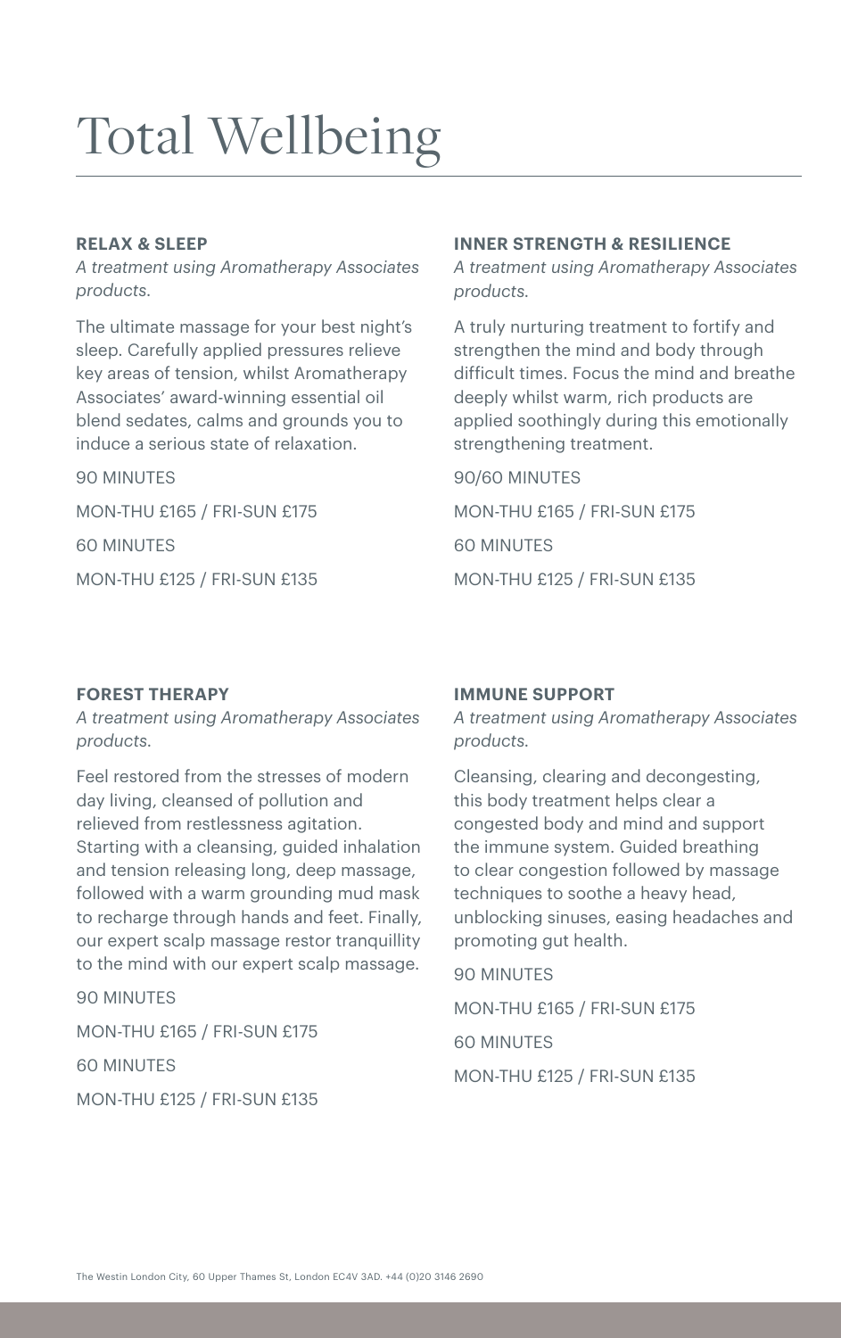# Total Wellbeing

### RELAX & SLEEP

*A treatment using Aromatherapy Associates products.*

The ultimate massage for your best night's sleep. Carefully applied pressures relieve key areas of tension, whilst Aromatherapy Associates' award-winning essential oil blend sedates, calms and grounds you to induce a serious state of relaxation.

90 MINUTES

MON-THU £165 / FRI-SUN £175

60 MINUTES

MON-THU £125 / FRI-SUN £135

### INNER STRENGTH & RESILIENCE

*A treatment using Aromatherapy Associates products.*

A truly nurturing treatment to fortify and strengthen the mind and body through difficult times. Focus the mind and breathe deeply whilst warm, rich products are applied soothingly during this emotionally strengthening treatment.

90/60 MINUTES

MON-THU £165 / FRI-SUN £175

60 MINUTES

MON-THU £125 / FRI-SUN £135

### FOREST THERAPY

*A treatment using Aromatherapy Associates products.*

Feel restored from the stresses of modern day living, cleansed of pollution and relieved from restlessness agitation. Starting with a cleansing, guided inhalation and tension releasing long, deep massage, followed with a warm grounding mud mask to recharge through hands and feet. Finally, our expert scalp massage restor tranquillity to the mind with our expert scalp massage.

90 MINUTES

MON-THU £165 / FRI-SUN £175

60 MINUTES

MON-THU £125 / FRI-SUN £135

### IMMUNE SUPPORT

*A treatment using Aromatherapy Associates products.*

Cleansing, clearing and decongesting, this body treatment helps clear a congested body and mind and support the immune system. Guided breathing to clear congestion followed by massage techniques to soothe a heavy head, unblocking sinuses, easing headaches and promoting gut health.

90 MINUTES

MON-THU £165 / FRI-SUN £175

60 MINUTES

MON-THU £125 / FRI-SUN £135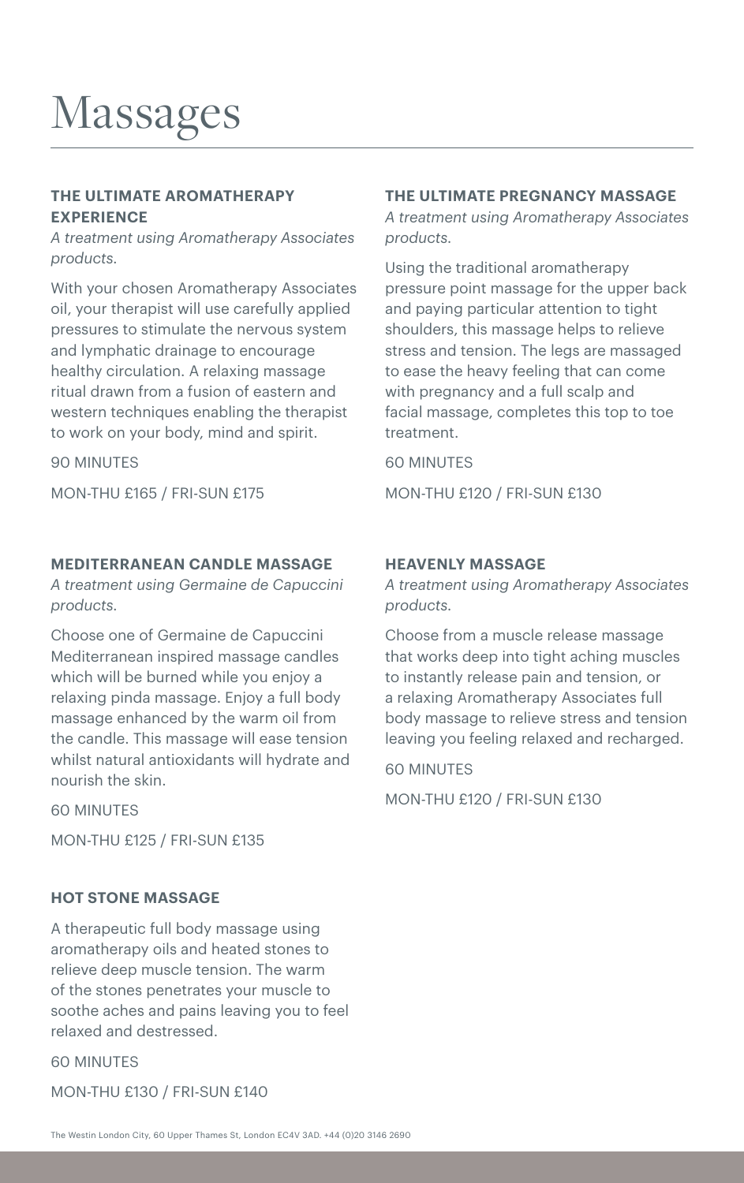# Massages

### THE ULTIMATE AROMATHERAPY EXPERIENCE

*A treatment using Aromatherapy Associates products.*

With your chosen Aromatherapy Associates oil, your therapist will use carefully applied pressures to stimulate the nervous system and lymphatic drainage to encourage healthy circulation. A relaxing massage ritual drawn from a fusion of eastern and western techniques enabling the therapist to work on your body, mind and spirit.

90 MINUTES

MON-THU £165 / FRI-SUN £175

### MEDITERRANEAN CANDLE MASSAGE

*A treatment using Germaine de Capuccini products.*

Choose one of Germaine de Capuccini Mediterranean inspired massage candles which will be burned while you enjoy a relaxing pinda massage. Enjoy a full body massage enhanced by the warm oil from the candle. This massage will ease tension whilst natural antioxidants will hydrate and nourish the skin.

60 MINUTES

MON-THU £125 / FRI-SUN £135

### HOT STONE MASSAGE

A therapeutic full body massage using aromatherapy oils and heated stones to relieve deep muscle tension. The warm of the stones penetrates your muscle to soothe aches and pains leaving you to feel relaxed and destressed.

60 MINUTES

MON-THU £130 / FRI-SUN £140

### THE ULTIMATE PREGNANCY MASSAGE

*A treatment using Aromatherapy Associates products.*

Using the traditional aromatherapy pressure point massage for the upper back and paying particular attention to tight shoulders, this massage helps to relieve stress and tension. The legs are massaged to ease the heavy feeling that can come with pregnancy and a full scalp and facial massage, completes this top to toe treatment.

60 MINUTES

MON-THU £120 / FRI-SUN £130

### HEAVENLY MASSAGE

*A treatment using Aromatherapy Associates products.*

Choose from a muscle release massage that works deep into tight aching muscles to instantly release pain and tension, or a relaxing Aromatherapy Associates full body massage to relieve stress and tension leaving you feeling relaxed and recharged.

60 MINUTES

MON-THU £120 / FRI-SUN £130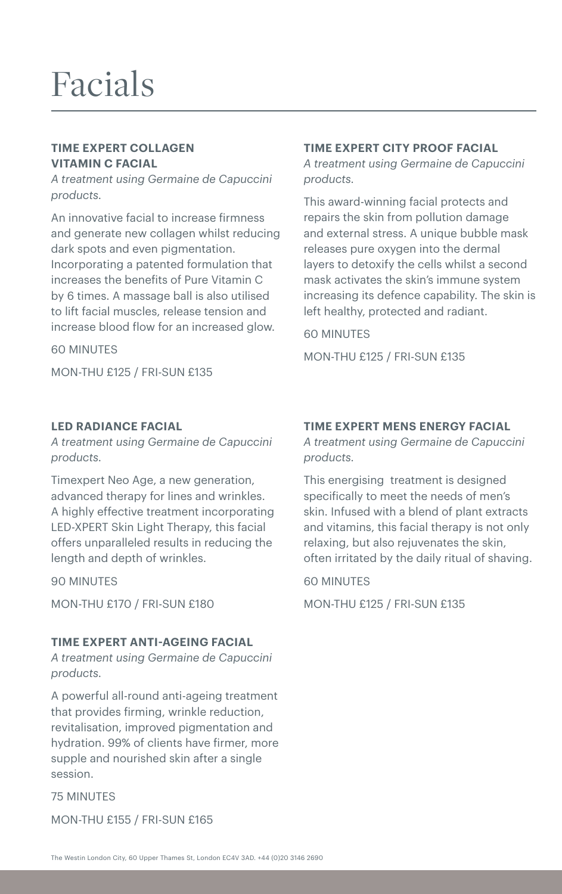# Facials

### TIME EXPERT COLLAGEN VITAMIN C FACIAL

*A treatment using Germaine de Capuccini products.*

An innovative facial to increase firmness and generate new collagen whilst reducing dark spots and even pigmentation. Incorporating a patented formulation that increases the benefits of Pure Vitamin C by 6 times. A massage ball is also utilised to lift facial muscles, release tension and increase blood flow for an increased glow.

60 MINUTES

MON-THU £125 / FRI-SUN £135

### LED RADIANCE FACIAL

*A treatment using Germaine de Capuccini products.*

Timexpert Neo Age, a new generation, advanced therapy for lines and wrinkles. A highly effective treatment incorporating LED-XPERT Skin Light Therapy, this facial offers unparalleled results in reducing the length and depth of wrinkles.

90 MINUTES

MON-THU £170 / FRI-SUN £180

### TIME EXPERT ANTI-AGEING FACIAL

*A treatment using Germaine de Capuccini products.*

A powerful all-round anti-ageing treatment that provides firming, wrinkle reduction, revitalisation, improved pigmentation and hydration. 99% of clients have firmer, more supple and nourished skin after a single session.

75 MINUTES

MON-THU £155 / FRI-SUN £165

### TIME EXPERT CITY PROOF FACIAL

*A treatment using Germaine de Capuccini products.*

This award-winning facial protects and repairs the skin from pollution damage and external stress. A unique bubble mask releases pure oxygen into the dermal layers to detoxify the cells whilst a second mask activates the skin's immune system increasing its defence capability. The skin is left healthy, protected and radiant.

60 MINUTES

MON-THU £125 / FRI-SUN £135

### TIME EXPERT MENS ENERGY FACIAL

*A treatment using Germaine de Capuccini products.*

This energising treatment is designed specifically to meet the needs of men's skin. Infused with a blend of plant extracts and vitamins, this facial therapy is not only relaxing, but also rejuvenates the skin, often irritated by the daily ritual of shaving.

60 MINUTES

MON-THU £125 / FRI-SUN £135

The Westin London City, 60 Upper Thames St, London EC4V 3AD. +44 (0)20 3146 2690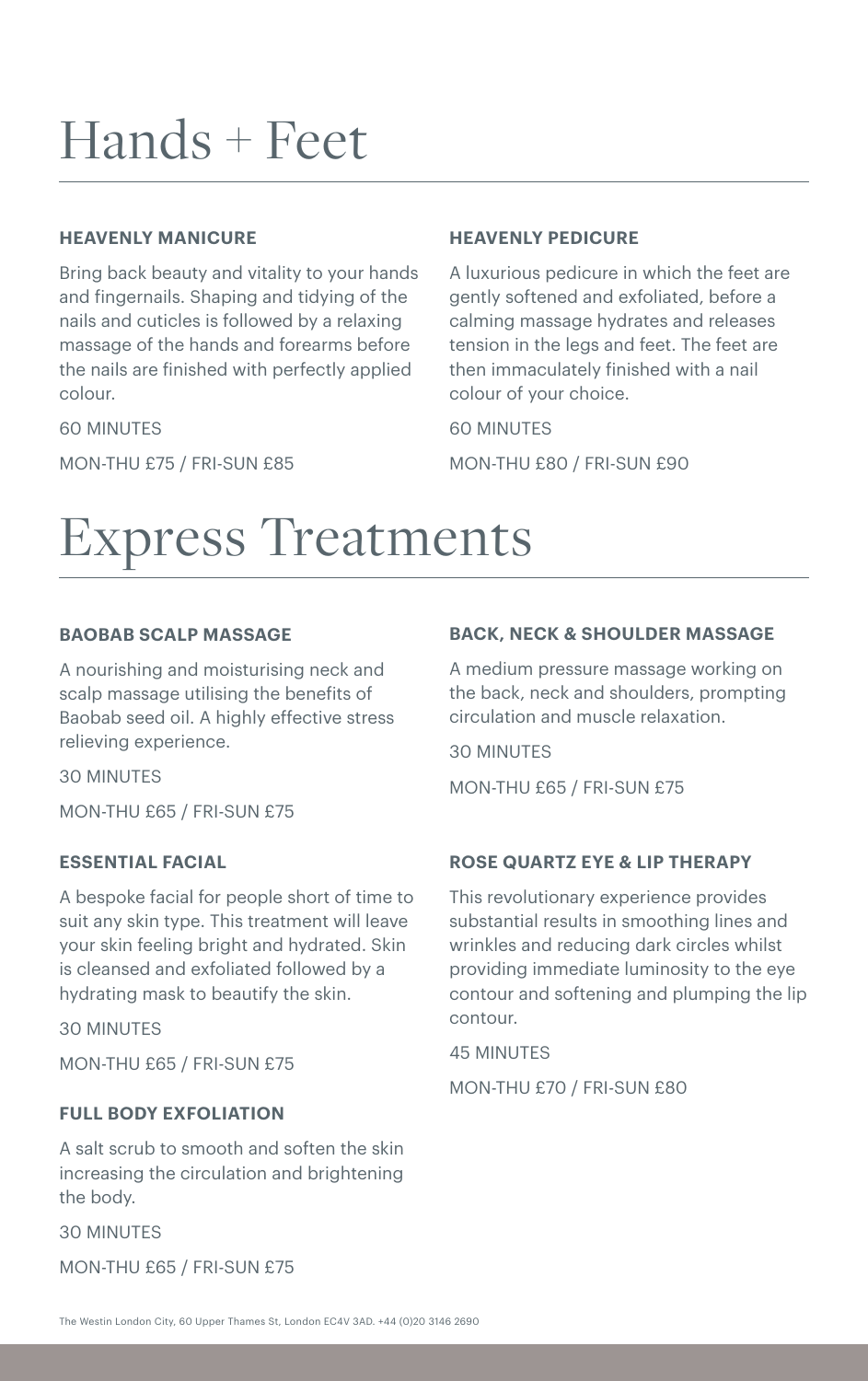# Hands + Feet

### HEAVENLY MANICURE

Bring back beauty and vitality to your hands and fingernails. Shaping and tidying of the nails and cuticles is followed by a relaxing massage of the hands and forearms before the nails are finished with perfectly applied colour.

60 MINUTES

MON-THU £75 / FRI-SUN £85

### HEAVENLY PEDICURE

A luxurious pedicure in which the feet are gently softened and exfoliated, before a calming massage hydrates and releases tension in the legs and feet. The feet are then immaculately finished with a nail colour of your choice.

60 MINUTES

MON-THU £80 / FRI-SUN £90

# Express Treatments

### BAOBAB SCALP MASSAGE

A nourishing and moisturising neck and scalp massage utilising the benefits of Baobab seed oil. A highly effective stress relieving experience.

30 MINUTES

MON-THU £65 / FRI-SUN £75

### ESSENTIAL FACIAL

A bespoke facial for people short of time to suit any skin type. This treatment will leave your skin feeling bright and hydrated. Skin is cleansed and exfoliated followed by a hydrating mask to beautify the skin.

30 MINUTES

MON-THU £65 / FRI-SUN £75

### FULL BODY EXFOLIATION

A salt scrub to smooth and soften the skin increasing the circulation and brightening the body.

30 MINUTES

MON-THU £65 / FRI-SUN £75

### BACK, NECK & SHOULDER MASSAGE

A medium pressure massage working on the back, neck and shoulders, prompting circulation and muscle relaxation.

30 MINUTES

MON-THU £65 / FRI-SUN £75

### ROSE QUARTZ EYE & LIP THERAPY

This revolutionary experience provides substantial results in smoothing lines and wrinkles and reducing dark circles whilst providing immediate luminosity to the eye contour and softening and plumping the lip contour.

45 MINUTES

MON-THU £70 / FRI-SUN £80

The Westin London City, 60 Upper Thames St, London EC4V 3AD. +44 (0)20 3146 2690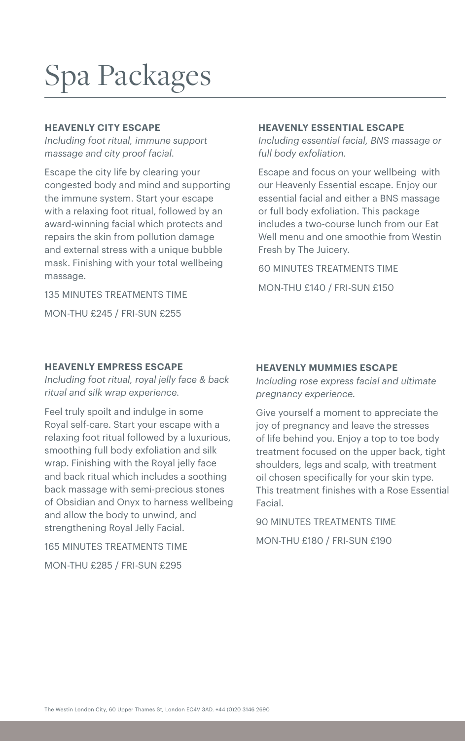# Spa Packages

### HEAVENLY CITY ESCAPE

*Including foot ritual, immune support massage and city proof facial.*

Escape the city life by clearing your congested body and mind and supporting the immune system. Start your escape with a relaxing foot ritual, followed by an award-winning facial which protects and repairs the skin from pollution damage and external stress with a unique bubble mask. Finishing with your total wellbeing massage.

135 MINUTES TREATMENTS TIME

MON-THU £245 / FRI-SUN £255

### HEAVENLY ESSENTIAL ESCAPE

*Including essential facial, BNS massage or full body exfoliation.*

Escape and focus on your wellbeing with our Heavenly Essential escape. Enjoy our essential facial and either a BNS massage or full body exfoliation. This package includes a two-course lunch from our Eat Well menu and one smoothie from Westin Fresh by The Juicery.

60 MINUTES TREATMENTS TIME

MON-THU £140 / FRI-SUN £150

### HEAVENLY EMPRESS ESCAPE

*Including foot ritual, royal jelly face & back ritual and silk wrap experience.*

Feel truly spoilt and indulge in some Royal self-care. Start your escape with a relaxing foot ritual followed by a luxurious, smoothing full body exfoliation and silk wrap. Finishing with the Royal jelly face and back ritual which includes a soothing back massage with semi-precious stones of Obsidian and Onyx to harness wellbeing and allow the body to unwind, and strengthening Royal Jelly Facial.

165 MINUTES TREATMENTS TIME

MON-THU £285 / FRI-SUN £295

### HEAVENLY MUMMIES ESCAPE

*Including rose express facial and ultimate pregnancy experience.*

Give yourself a moment to appreciate the joy of pregnancy and leave the stresses of life behind you. Enjoy a top to toe body treatment focused on the upper back, tight shoulders, legs and scalp, with treatment oil chosen specifically for your skin type. This treatment finishes with a Rose Essential Facial.

90 MINUTES TREATMENTS TIME

MON-THU £180 / FRI-SUN £190

The Westin London City, 60 Upper Thames St, London EC4V 3AD. +44 (0)20 3146 2690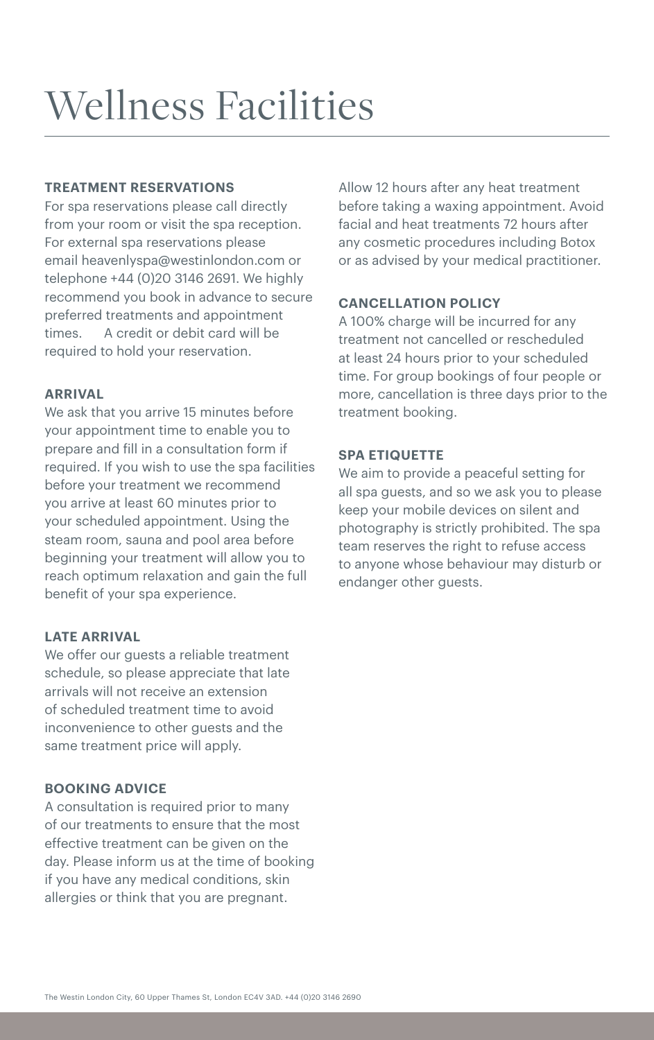# Wellness Facilities

**TREATMENT RESERVATIONS**

For spa reservations please call directly from your room or visit the spa reception. For external spa reservations please email heavenlyspa@westinlondon.com or telephone +44 (0)20 3146 2691. We highly recommend you book in advance to secure preferred treatments and appointment times. A credit or debit card will be required to hold your reservation.

**ARRIVAL**

We ask that you arrive 15 minutes before your appointment time to enable you to prepare and fill in a consultation form if required. If you wish to use the spa facilities before your treatment we recommend you arrive at least 60 minutes prior to your scheduled appointment. Using the steam room, sauna and pool area before beginning your treatment will allow you to reach optimum relaxation and gain the full benefit of your spa experience.

**LATE ARRIVAL**

We offer our guests a reliable treatment schedule, so please appreciate that late arrivals will not receive an extension of scheduled treatment time to avoid inconvenience to other guests and the same treatment price will apply.

**BOOKING ADVICE**

A consultation is required prior to many of our treatments to ensure that the most effective treatment can be given on the day. Please inform us at the time of booking if you have any medical conditions, skin allergies or think that you are pregnant.

Allow 12 hours after any heat treatment before taking a waxing appointment. Avoid facial and heat treatments 72 hours after any cosmetic procedures including Botox or as advised by your medical practitioner.

**CANCELLATION POLICY**

A 100% charge will be incurred for any treatment not cancelled or rescheduled at least 24 hours prior to your scheduled time. For group bookings of four people or more, cancellation is three days prior to the treatment booking.

**SPA ETIQUETTE**

We aim to provide a peaceful setting for all spa guests, and so we ask you to please keep your mobile devices on silent and photography is strictly prohibited. The spa team reserves the right to refuse access to anyone whose behaviour may disturb or endanger other guests.

The Westin London City, 60 Upper Thames St, London EC4V 3AD. +44 (0)20 3146 2690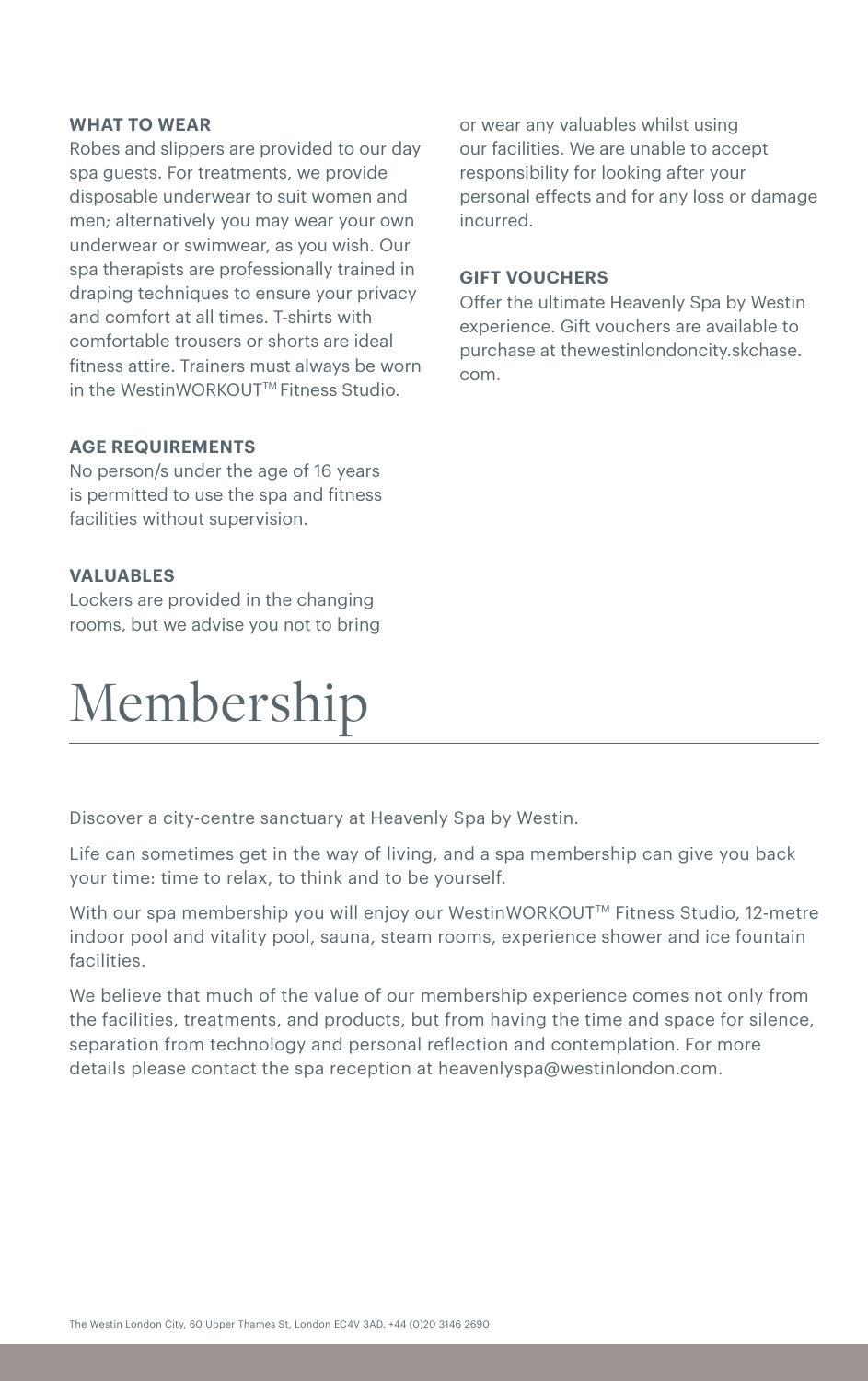### WHAT TO WEAR

Robes and slippers are provided to our day spa guests. For treatments, we provide disposable underwear to suit women and men; alternatively you may wear your own underwear or swimwear, as you wish. Our spa therapists are professionally trained in draping techniques to ensure your privacy and comfort at all times. T-shirts with comfortable trousers or shorts are ideal fitness attire. Trainers must always be worn in the WestinWORKOUT™ Fitness Studio.

### AGE REQUIREMENTS

No person/s under the age of 16 years is permitted to use the spa and fitness facilities without supervision.

### VALUABLES

Lockers are provided in the changing rooms, but we advise you not to bring or wear any valuables whilst using our facilities. We are unable to accept responsibility for looking after your personal effects and for any loss or damage incurred.

### GIFT VOUCHERS

Offer the ultimate Heavenly Spa by Westin experience. Gift vouchers are available to purchase at thewestinlondoncity.skchase.com.

# Membership

Discover a city-centre sanctuary at Heavenly Spa by Westin.

Life can sometimes get in the way of living, and a spa membership can give you back your time: time to relax, to think and to be yourself.

With our spa membership you will enjoy our WestinWORKOUT™ Fitness Studio, 12-metre indoor pool and vitality pool, sauna, steam rooms, experience shower and ice fountain facilities.

We believe that much of the value of our membership experience comes not only from the facilities, treatments, and products, but from having the time and space for silence, separation from technology and personal reflection and contemplation. For more details please contact the spa reception at heavenlyspa@westinlondon.com.

The Westin London City, 60 Upper Thames St, London EC4V 3AD. +44 (0)20 3146 2690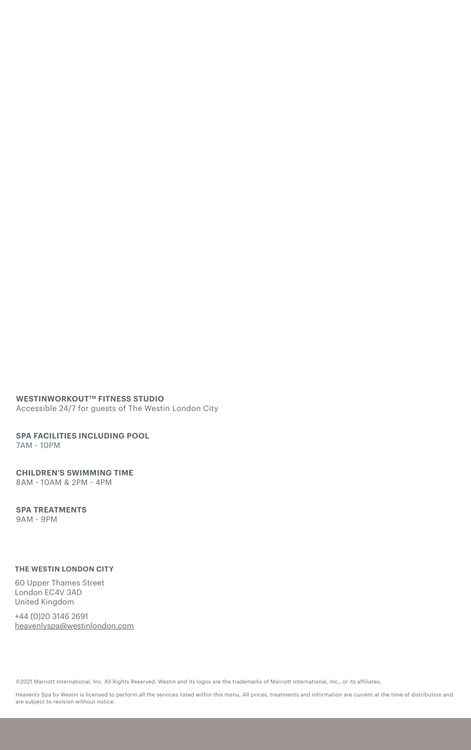**WESTINWORKOUT™ FITNESS STUDIO**
Accessible 24/7 for guests of The Westin London City

**SPA FACILITIES INCLUDING POOL**
7AM - 10PM

**CHILDREN'S SWIMMING TIME**
8AM - 10AM & 2PM - 4PM

**SPA TREATMENTS**
9AM - 9PM

**THE WESTIN LONDON CITY**

60 Upper Thames Street
London EC4V 3AD
United Kingdom

+44 (0)20 3146 2691
heavenlyspa@westinlondon.com

©2021 Marriott International, Inc. All Rights Reserved. Westin and its logos are the trademarks of Marriott International, Inc., or its affiliates.

Heavenly Spa by Westin is licensed to perform all the services listed within this menu. All prices, treatments and information are current at the time of distribution and are subject to revision without notice.